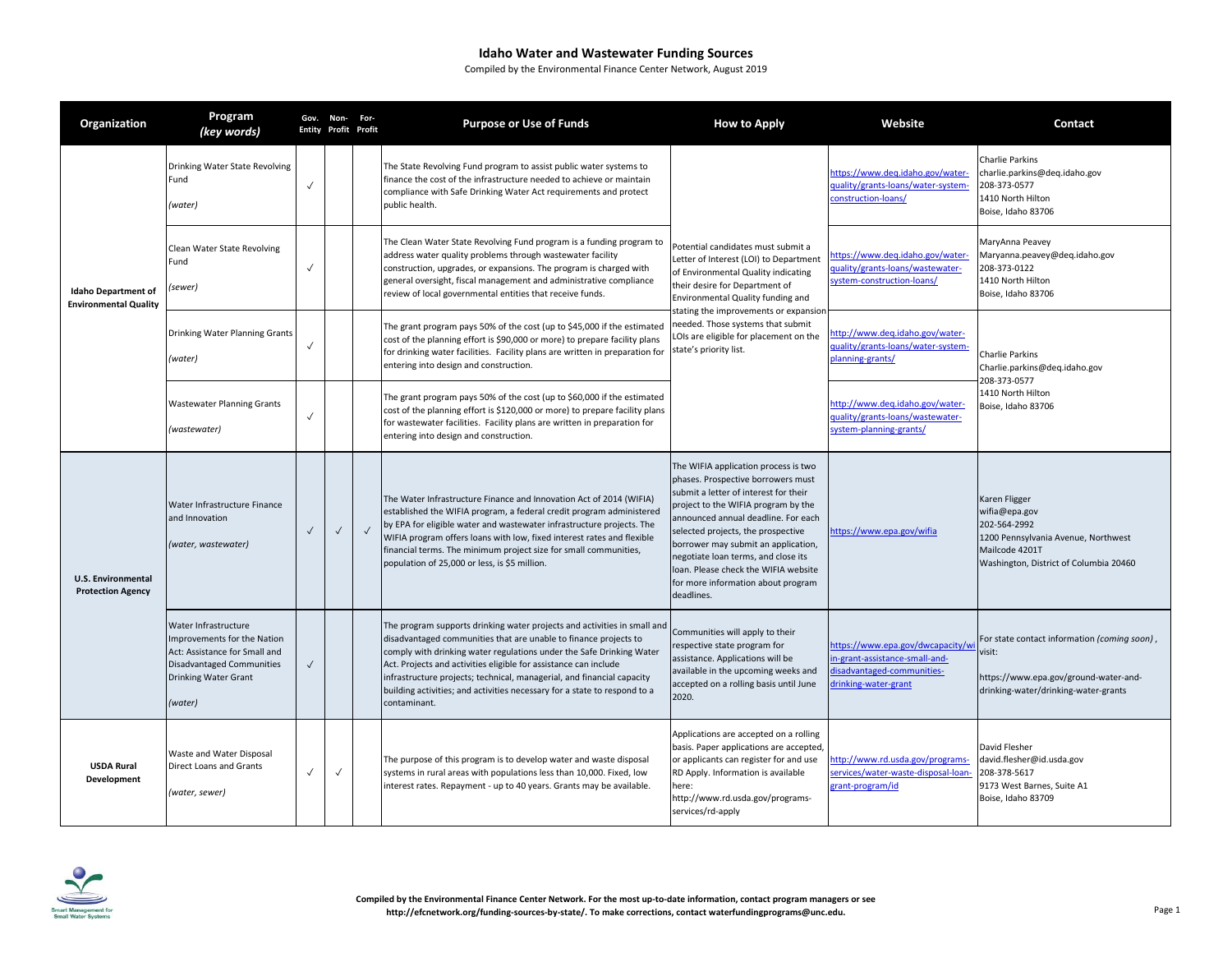# Idaho Water and Wastewater Funding Sources

Compiled by the Environmental Finance Center Network, August 2019

| Organization | Program *(key words)* | Gov. Entity | Non-Profit | For-Profit | Purpose or Use of Funds | How to Apply | Website | Contact |
|---|---|---|---|---|---|---|---|---|
| **Idaho Department of Environmental Quality** | Drinking Water State Revolving Fund *(water)* | ✓ | | | The State Revolving Fund program to assist public water systems to finance the cost of the infrastructure needed to achieve or maintain compliance with Safe Drinking Water Act requirements and protect public health. | Potential candidates must submit a Letter of Interest (LOI) to Department of Environmental Quality indicating their desire for Department of Environmental Quality funding and stating the improvements or expansion needed. Those systems that submit LOIs are eligible for placement on the state's priority list. | https://www.deq.idaho.gov/water-quality/grants-loans/water-system-construction-loans/ | Charlie Parkins charlie.parkins@deq.idaho.gov 208-373-0577 1410 North Hilton Boise, Idaho 83706 |
| **Idaho Department of Environmental Quality** | Clean Water State Revolving Fund *(sewer)* | ✓ | | | The Clean Water State Revolving Fund program is a funding program to address water quality problems through wastewater facility construction, upgrades, or expansions. The program is charged with general oversight, fiscal management and administrative compliance review of local governmental entities that receive funds. | Potential candidates must submit a Letter of Interest (LOI) to Department of Environmental Quality indicating their desire for Department of Environmental Quality funding and stating the improvements or expansion needed. Those systems that submit LOIs are eligible for placement on the state's priority list. | https://www.deq.idaho.gov/water-quality/grants-loans/wastewater-system-construction-loans/ | MaryAnna Peavey Maryanna.peavey@deq.idaho.gov 208-373-0122 1410 North Hilton Boise, Idaho 83706 |
| **Idaho Department of Environmental Quality** | Drinking Water Planning Grants *(water)* | ✓ | | | The grant program pays 50% of the cost (up to $45,000 if the estimated cost of the planning effort is $90,000 or more) to prepare facility plans for drinking water facilities. Facility plans are written in preparation for entering into design and construction. | Potential candidates must submit a Letter of Interest (LOI) to Department of Environmental Quality indicating their desire for Department of Environmental Quality funding and stating the improvements or expansion needed. Those systems that submit LOIs are eligible for placement on the state's priority list. | http://www.deq.idaho.gov/water-quality/grants-loans/water-system-planning-grants/ | Charlie Parkins Charlie.parkins@deq.idaho.gov 208-373-0577 1410 North Hilton Boise, Idaho 83706 |
| **Idaho Department of Environmental Quality** | Wastewater Planning Grants *(wastewater)* | ✓ | | | The grant program pays 50% of the cost (up to $60,000 if the estimated cost of the planning effort is $120,000 or more) to prepare facility plans for wastewater facilities. Facility plans are written in preparation for entering into design and construction. | Potential candidates must submit a Letter of Interest (LOI) to Department of Environmental Quality indicating their desire for Department of Environmental Quality funding and stating the improvements or expansion needed. Those systems that submit LOIs are eligible for placement on the state's priority list. | http://www.deq.idaho.gov/water-quality/grants-loans/wastewater-system-planning-grants/ | Charlie Parkins Charlie.parkins@deq.idaho.gov 208-373-0577 1410 North Hilton Boise, Idaho 83706 |
| **U.S. Environmental Protection Agency** | Water Infrastructure Finance and Innovation *(water, wastewater)* | ✓ | ✓ | ✓ | The Water Infrastructure Finance and Innovation Act of 2014 (WIFIA) established the WIFIA program, a federal credit program administered by EPA for eligible water and wastewater infrastructure projects. The WIFIA program offers loans with low, fixed interest rates and flexible financial terms. The minimum project size for small communities, population of 25,000 or less, is $5 million. | The WIFIA application process is two phases. Prospective borrowers must submit a letter of interest for their project to the WIFIA program by the announced annual deadline. For each selected projects, the prospective borrower may submit an application, negotiate loan terms, and close its loan. Please check the WIFIA website for more information about program deadlines. | https://www.epa.gov/wifia | Karen Fligger wifia@epa.gov 202-564-2992 1200 Pennsylvania Avenue, Northwest Mailcode 4201T Washington, District of Columbia 20460 |
| **U.S. Environmental Protection Agency** | Water Infrastructure Improvements for the Nation Act: Assistance for Small and Disadvantaged Communities Drinking Water Grant *(water)* | ✓ | | | The program supports drinking water projects and activities in small and disadvantaged communities that are unable to finance projects to comply with drinking water regulations under the Safe Drinking Water Act. Projects and activities eligible for assistance can include infrastructure projects; technical, managerial, and financial capacity building activities; and activities necessary for a state to respond to a contaminant. | Communities will apply to their respective state program for assistance. Applications will be available in the upcoming weeks and accepted on a rolling basis until June 2020. | https://www.epa.gov/dwcapacity/win-grant-assistance-small-and-disadvantaged-communities-drinking-water-grant | For state contact information *(coming soon)*, visit: https://www.epa.gov/ground-water-and-drinking-water/drinking-water-grants |
| **USDA Rural Development** | Waste and Water Disposal Direct Loans and Grants *(water, sewer)* | ✓ | ✓ | | The purpose of this program is to develop water and waste disposal systems in rural areas with populations less than 10,000. Fixed, low interest rates. Repayment - up to 40 years. Grants may be available. | Applications are accepted on a rolling basis. Paper applications are accepted, or applicants can register for and use RD Apply. Information is available here: http://www.rd.usda.gov/programs-services/rd-apply | http://www.rd.usda.gov/programs-services/water-waste-disposal-loan-grant-program/id | David Flesher david.flesher@id.usda.gov 208-378-5617 9173 West Barnes, Suite A1 Boise, Idaho 83709 |

**Compiled by the Environmental Finance Center Network. For the most up-to-date information, contact program managers or see http://efcnetwork.org/funding-sources-by-state/. To make corrections, contact waterfundingprograms@unc.edu.**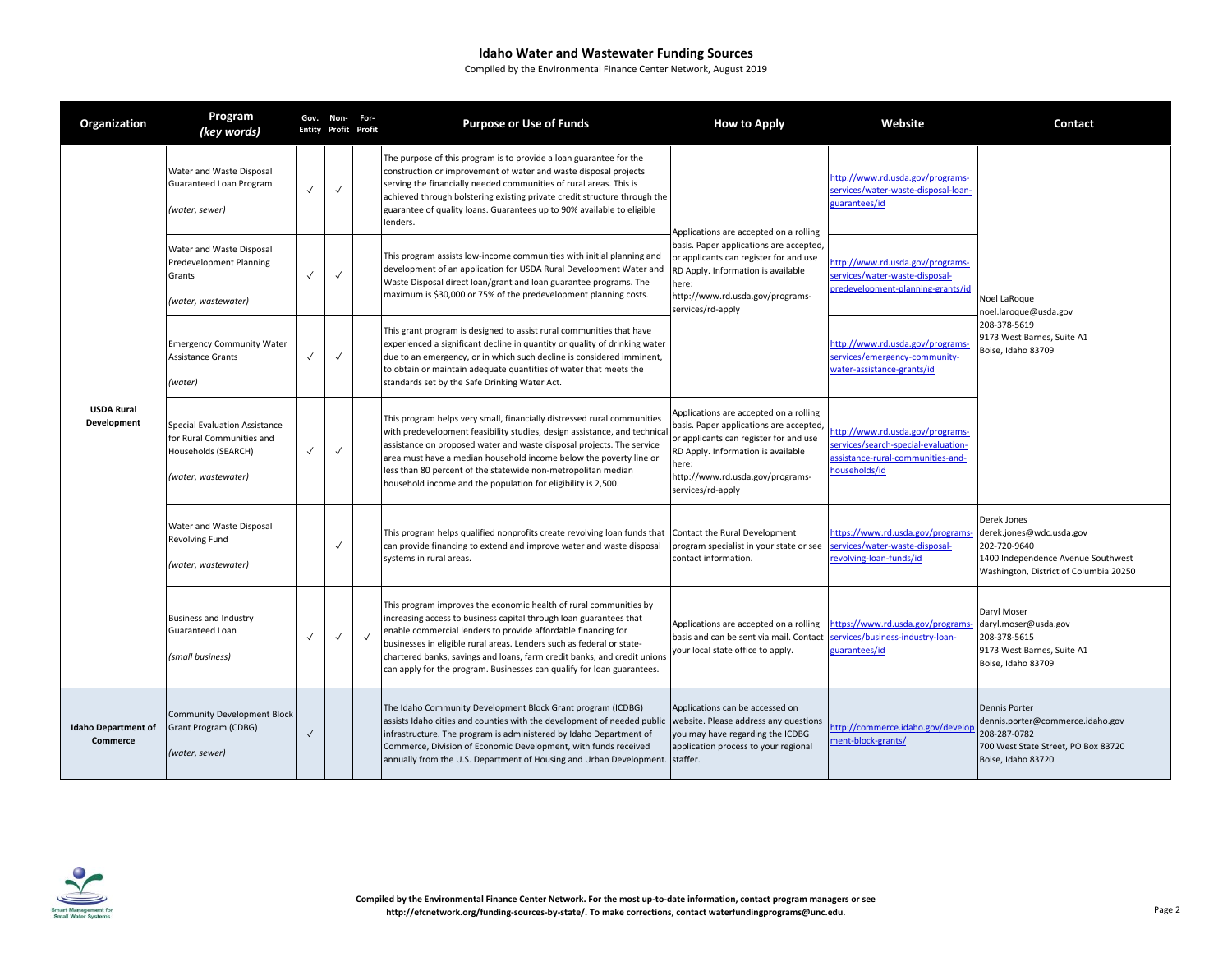# Idaho Water and Wastewater Funding Sources

Compiled by the Environmental Finance Center Network, August 2019

| Organization | Program (key words) | Gov. Entity | Non-Profit | For-Profit | Purpose or Use of Funds | How to Apply | Website | Contact |
|---|---|---|---|---|---|---|---|---|
| USDA Rural Development | Water and Waste Disposal Guaranteed Loan Program *(water, sewer)* | ✓ | ✓ | | The purpose of this program is to provide a loan guarantee for the construction or improvement of water and waste disposal projects serving the financially needed communities of rural areas. This is achieved through bolstering existing private credit structure through the guarantee of quality loans. Guarantees up to 90% available to eligible lenders. | Applications are accepted on a rolling basis. Paper applications are accepted, or applicants can register for and use RD Apply. Information is available here: http://www.rd.usda.gov/programs-services/rd-apply | http://www.rd.usda.gov/programs-services/water-waste-disposal-loan-guarantees/id | Noel LaRoque noel.laroque@usda.gov 208-378-5619 9173 West Barnes, Suite A1 Boise, Idaho 83709 |
| USDA Rural Development | Water and Waste Disposal Predevelopment Planning Grants *(water, wastewater)* | ✓ | ✓ | | This program assists low-income communities with initial planning and development of an application for USDA Rural Development Water and Waste Disposal direct loan/grant and loan guarantee programs. The maximum is $30,000 or 75% of the predevelopment planning costs. | Applications are accepted on a rolling basis. Paper applications are accepted, or applicants can register for and use RD Apply. Information is available here: http://www.rd.usda.gov/programs-services/rd-apply | http://www.rd.usda.gov/programs-services/water-waste-disposal-predevelopment-planning-grants/id | Noel LaRoque noel.laroque@usda.gov 208-378-5619 9173 West Barnes, Suite A1 Boise, Idaho 83709 |
| USDA Rural Development | Emergency Community Water Assistance Grants *(water)* | ✓ | ✓ | | This grant program is designed to assist rural communities that have experienced a significant decline in quantity or quality of drinking water due to an emergency, or in which such decline is considered imminent, to obtain or maintain adequate quantities of water that meets the standards set by the Safe Drinking Water Act. | Applications are accepted on a rolling basis. Paper applications are accepted, or applicants can register for and use RD Apply. Information is available here: http://www.rd.usda.gov/programs-services/rd-apply | http://www.rd.usda.gov/programs-services/emergency-community-water-assistance-grants/id | Noel LaRoque noel.laroque@usda.gov 208-378-5619 9173 West Barnes, Suite A1 Boise, Idaho 83709 |
| USDA Rural Development | Special Evaluation Assistance for Rural Communities and Households (SEARCH) *(water, wastewater)* | ✓ | ✓ | | This program helps very small, financially distressed rural communities with predevelopment feasibility studies, design assistance, and technical assistance on proposed water and waste disposal projects. The service area must have a median household income below the poverty line or less than 80 percent of the statewide non-metropolitan median household income and the population for eligibility is 2,500. | Applications are accepted on a rolling basis. Paper applications are accepted, or applicants can register for and use RD Apply. Information is available here: http://www.rd.usda.gov/programs-services/rd-apply | http://www.rd.usda.gov/programs-services/search-special-evaluation-assistance-rural-communities-and-households/id | Noel LaRoque noel.laroque@usda.gov 208-378-5619 9173 West Barnes, Suite A1 Boise, Idaho 83709 |
| USDA Rural Development | Water and Waste Disposal Revolving Fund *(water, wastewater)* | | ✓ | | This program helps qualified nonprofits create revolving loan funds that can provide financing to extend and improve water and waste disposal systems in rural areas. | Contact the Rural Development program specialist in your state or see contact information. | https://www.rd.usda.gov/programs-services/water-waste-disposal-revolving-loan-funds/id | Derek Jones derek.jones@wdc.usda.gov 202-720-9640 1400 Independence Avenue Southwest Washington, District of Columbia 20250 |
| USDA Rural Development | Business and Industry Guaranteed Loan *(small business)* | ✓ | ✓ | ✓ | This program improves the economic health of rural communities by increasing access to business capital through loan guarantees that enable commercial lenders to provide affordable financing for businesses in eligible rural areas. Lenders such as federal or state-chartered banks, savings and loans, farm credit banks, and credit unions can apply for the program. Businesses can qualify for loan guarantees. | Applications are accepted on a rolling basis and can be sent via mail. Contact your local state office to apply. | https://www.rd.usda.gov/programs-services/business-industry-loan-guarantees/id | Daryl Moser daryl.moser@usda.gov 208-378-5615 9173 West Barnes, Suite A1 Boise, Idaho 83709 |
| Idaho Department of Commerce | Community Development Block Grant Program (CDBG) *(water, sewer)* | ✓ | | | The Idaho Community Development Block Grant program (ICDBG) assists Idaho cities and counties with the development of needed public infrastructure. The program is administered by Idaho Department of Commerce, Division of Economic Development, with funds received annually from the U.S. Department of Housing and Urban Development. | Applications can be accessed on website. Please address any questions you may have regarding the ICDBG application process to your regional staffer. | http://commerce.idaho.gov/development-block-grants/ | Dennis Porter dennis.porter@commerce.idaho.gov 208-287-0782 700 West State Street, PO Box 83720 Boise, Idaho 83720 |

**Compiled by the Environmental Finance Center Network. For the most up-to-date information, contact program managers or see http://efcnetwork.org/funding-sources-by-state/. To make corrections, contact waterfundingprograms@unc.edu.**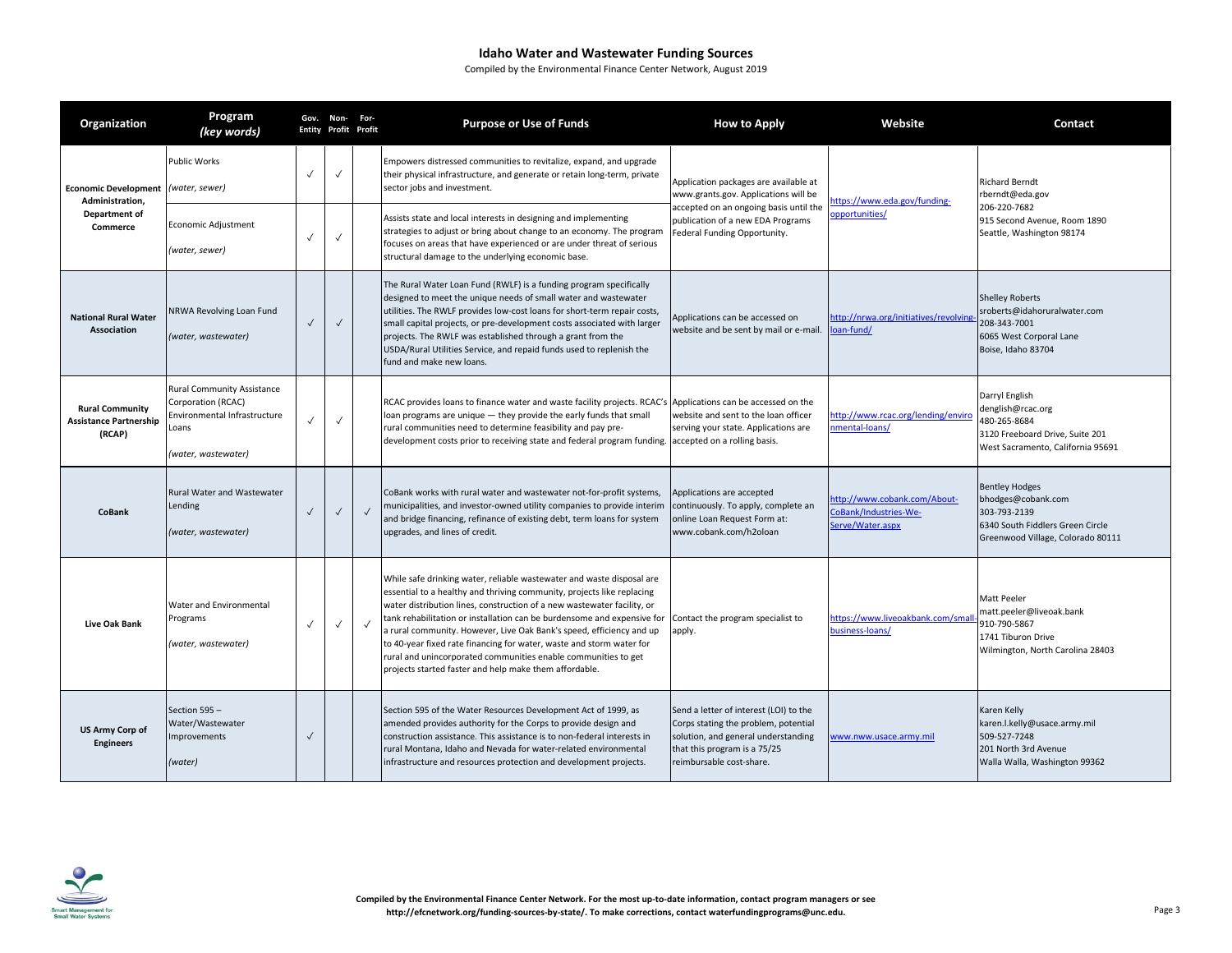# Idaho Water and Wastewater Funding Sources

Compiled by the Environmental Finance Center Network, August 2019

| Organization | Program *(key words)* | Gov. Entity | Non-Profit | For-Profit | Purpose or Use of Funds | How to Apply | Website | Contact |
|---|---|---|---|---|---|---|---|---|
| **Economic Development Administration, Department of Commerce** | Public Works *(water, sewer)* | ✓ | ✓ | | Empowers distressed communities to revitalize, expand, and upgrade their physical infrastructure, and generate or retain long-term, private sector jobs and investment. | Application packages are available at www.grants.gov. Applications will be accepted on an ongoing basis until the publication of a new EDA Programs Federal Funding Opportunity. | https://www.eda.gov/funding-opportunities/ | Richard Berndt rberndt@eda.gov 206-220-7682 915 Second Avenue, Room 1890 Seattle, Washington 98174 |
| | Economic Adjustment *(water, sewer)* | ✓ | ✓ | | Assists state and local interests in designing and implementing strategies to adjust or bring about change to an economy. The program focuses on areas that have experienced or are under threat of serious structural damage to the underlying economic base. | | | |
| **National Rural Water Association** | NRWA Revolving Loan Fund *(water, wastewater)* | ✓ | ✓ | | The Rural Water Loan Fund (RWLF) is a funding program specifically designed to meet the unique needs of small water and wastewater utilities. The RWLF provides low-cost loans for short-term repair costs, small capital projects, or pre-development costs associated with larger projects. The RWLF was established through a grant from the USDA/Rural Utilities Service, and repaid funds used to replenish the fund and make new loans. | Applications can be accessed on website and be sent by mail or e-mail. | http://nrwa.org/initiatives/revolving-loan-fund/ | Shelley Roberts sroberts@idahoruralwater.com 208-343-7001 6065 West Corporal Lane Boise, Idaho 83704 |
| **Rural Community Assistance Partnership (RCAP)** | Rural Community Assistance Corporation (RCAC) Environmental Infrastructure Loans *(water, wastewater)* | ✓ | ✓ | | RCAC provides loans to finance water and waste facility projects. RCAC's loan programs are unique — they provide the early funds that small rural communities need to determine feasibility and pay pre-development costs prior to receiving state and federal program funding. | Applications can be accessed on the website and sent to the loan officer serving your state. Applications are accepted on a rolling basis. | http://www.rcac.org/lending/environmental-loans/ | Darryl English denglish@rcac.org 480-265-8684 3120 Freeboard Drive, Suite 201 West Sacramento, California 95691 |
| **CoBank** | Rural Water and Wastewater Lending *(water, wastewater)* | ✓ | ✓ | ✓ | CoBank works with rural water and wastewater not-for-profit systems, municipalities, and investor-owned utility companies to provide interim and bridge financing, refinance of existing debt, term loans for system upgrades, and lines of credit. | Applications are accepted continuously. To apply, complete an online Loan Request Form at: www.cobank.com/h2oloan | http://www.cobank.com/About-CoBank/Industries-We-Serve/Water.aspx | Bentley Hodges bhodges@cobank.com 303-793-2139 6340 South Fiddlers Green Circle Greenwood Village, Colorado 80111 |
| **Live Oak Bank** | Water and Environmental Programs *(water, wastewater)* | ✓ | ✓ | ✓ | While safe drinking water, reliable wastewater and waste disposal are essential to a healthy and thriving community, projects like replacing water distribution lines, construction of a new wastewater facility, or tank rehabilitation or installation can be burdensome and expensive for a rural community. However, Live Oak Bank's speed, efficiency and up to 40-year fixed rate financing for water, waste and storm water for rural and unincorporated communities enable communities to get projects started faster and help make them affordable. | Contact the program specialist to apply. | https://www.liveoakbank.com/small-business-loans/ | Matt Peeler matt.peeler@liveoak.bank 910-790-5867 1741 Tiburon Drive Wilmington, North Carolina 28403 |
| **US Army Corp of Engineers** | Section 595 – Water/Wastewater Improvements *(water)* | ✓ | | | Section 595 of the Water Resources Development Act of 1999, as amended provides authority for the Corps to provide design and construction assistance. This assistance is to non-federal interests in rural Montana, Idaho and Nevada for water-related environmental infrastructure and resources protection and development projects. | Send a letter of interest (LOI) to the Corps stating the problem, potential solution, and general understanding that this program is a 75/25 reimbursable cost-share. | www.nww.usace.army.mil | Karen Kelly karen.l.kelly@usace.army.mil 509-527-7248 201 North 3rd Avenue Walla Walla, Washington 99362 |

**Compiled by the Environmental Finance Center Network. For the most up-to-date information, contact program managers or see http://efcnetwork.org/funding-sources-by-state/. To make corrections, contact waterfundingprograms@unc.edu.**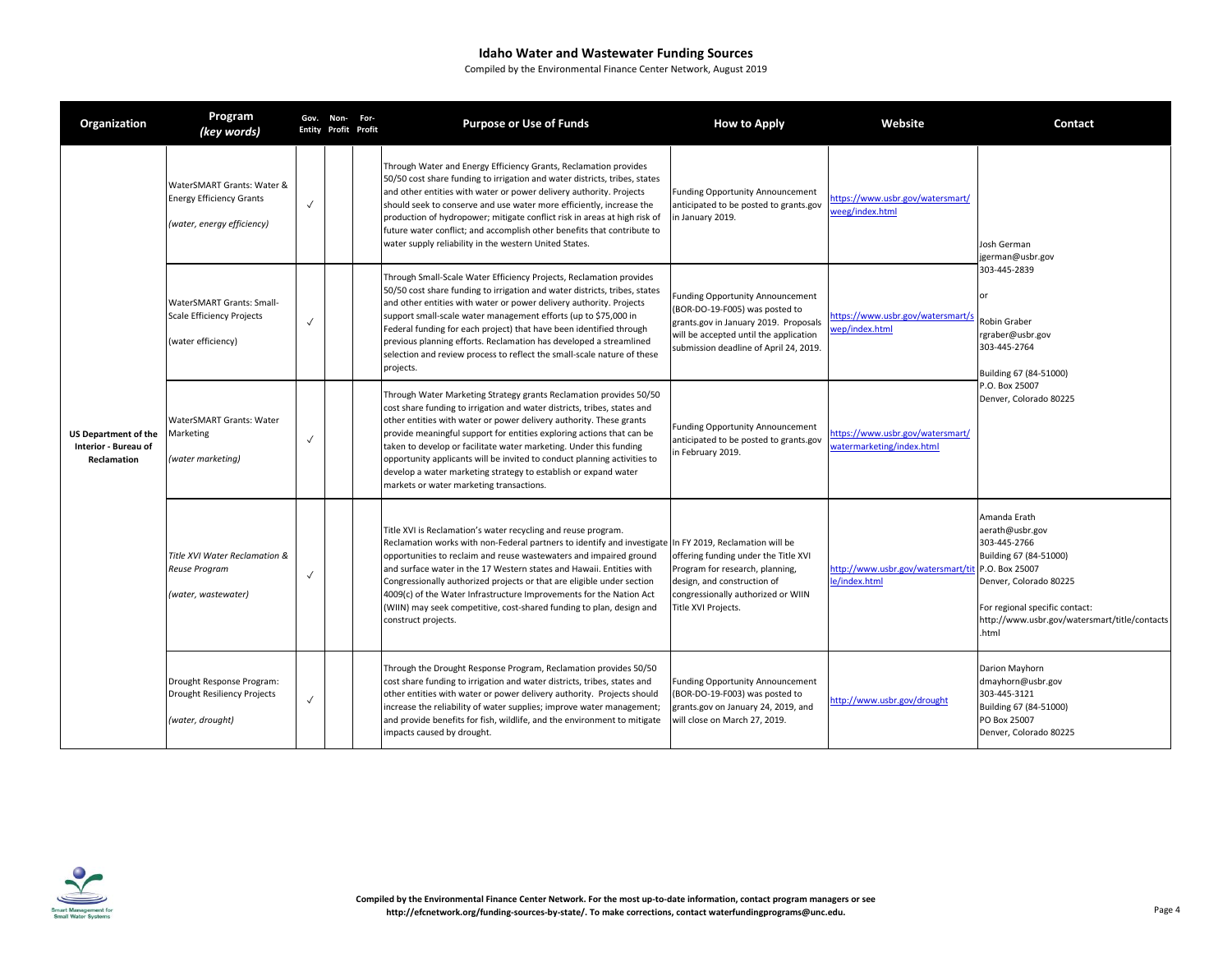# Idaho Water and Wastewater Funding Sources

Compiled by the Environmental Finance Center Network, August 2019

| Organization | Program (key words) | Gov. Entity | Non-Profit | For-Profit | Purpose or Use of Funds | How to Apply | Website | Contact |
|---|---|---|---|---|---|---|---|---|
| **US Department of the Interior - Bureau of Reclamation** | WaterSMART Grants: Water & Energy Efficiency Grants<br>*(water, energy efficiency)* | ✓ | | | Through Water and Energy Efficiency Grants, Reclamation provides 50/50 cost share funding to irrigation and water districts, tribes, states and other entities with water or power delivery authority. Projects should seek to conserve and use water more efficiently, increase the production of hydropower; mitigate conflict risk in areas at high risk of future water conflict; and accomplish other benefits that contribute to water supply reliability in the western United States. | Funding Opportunity Announcement anticipated to be posted to grants.gov in January 2019. | https://www.usbr.gov/watersmart/weeg/index.html | Josh German<br>jgerman@usbr.gov<br>303-445-2839<br>or<br>Robin Graber<br>rgraber@usbr.gov<br>303-445-2764<br>Building 67 (84-51000)<br>P.O. Box 25007<br>Denver, Colorado 80225 |
| | WaterSMART Grants: Small-Scale Efficiency Projects<br>(water efficiency) | ✓ | | | Through Small-Scale Water Efficiency Projects, Reclamation provides 50/50 cost share funding to irrigation and water districts, tribes, states and other entities with water or power delivery authority. Projects support small-scale water management efforts (up to $75,000 in Federal funding for each project) that have been identified through previous planning efforts. Reclamation has developed a streamlined selection and review process to reflect the small-scale nature of these projects. | Funding Opportunity Announcement (BOR-DO-19-F005) was posted to grants.gov in January 2019. Proposals will be accepted until the application submission deadline of April 24, 2019. | https://www.usbr.gov/watersmart/swep/index.html | |
| | WaterSMART Grants: Water Marketing<br>*(water marketing)* | ✓ | | | Through Water Marketing Strategy grants Reclamation provides 50/50 cost share funding to irrigation and water districts, tribes, states and other entities with water or power delivery authority. These grants provide meaningful support for entities exploring actions that can be taken to develop or facilitate water marketing. Under this funding opportunity applicants will be invited to conduct planning activities to develop a water marketing strategy to establish or expand water markets or water marketing transactions. | Funding Opportunity Announcement anticipated to be posted to grants.gov in February 2019. | https://www.usbr.gov/watersmart/watermarketing/index.html | |
| | *Title XVI Water Reclamation & Reuse Program*<br>*(water, wastewater)* | ✓ | | | Title XVI is Reclamation's water recycling and reuse program. Reclamation works with non-Federal partners to identify and investigate opportunities to reclaim and reuse wastewaters and impaired ground and surface water in the 17 Western states and Hawaii. Entities with Congressionally authorized projects or that are eligible under section 4009(c) of the Water Infrastructure Improvements for the Nation Act (WIIN) may seek competitive, cost-shared funding to plan, design and construct projects. | In FY 2019, Reclamation will be offering funding under the Title XVI Program for research, planning, design, and construction of congressionally authorized or WIIN Title XVI Projects. | http://www.usbr.gov/watersmart/title/index.html | Amanda Erath<br>aerath@usbr.gov<br>303-445-2766<br>Building 67 (84-51000)<br>P.O. Box 25007<br>Denver, Colorado 80225<br>For regional specific contact:<br>http://www.usbr.gov/watersmart/title/contacts.html |
| | Drought Response Program: Drought Resiliency Projects<br>*(water, drought)* | ✓ | | | Through the Drought Response Program, Reclamation provides 50/50 cost share funding to irrigation and water districts, tribes, states and other entities with water or power delivery authority. Projects should increase the reliability of water supplies; improve water management; and provide benefits for fish, wildlife, and the environment to mitigate impacts caused by drought. | Funding Opportunity Announcement (BOR-DO-19-F003) was posted to grants.gov on January 24, 2019, and will close on March 27, 2019. | http://www.usbr.gov/drought | Darion Mayhorn<br>dmayhorn@usbr.gov<br>303-445-3121<br>Building 67 (84-51000)<br>PO Box 25007<br>Denver, Colorado 80225 |

Smart Management for Small Water Systems

**Compiled by the Environmental Finance Center Network. For the most up-to-date information, contact program managers or see http://efcnetwork.org/funding-sources-by-state/. To make corrections, contact waterfundingprograms@unc.edu.**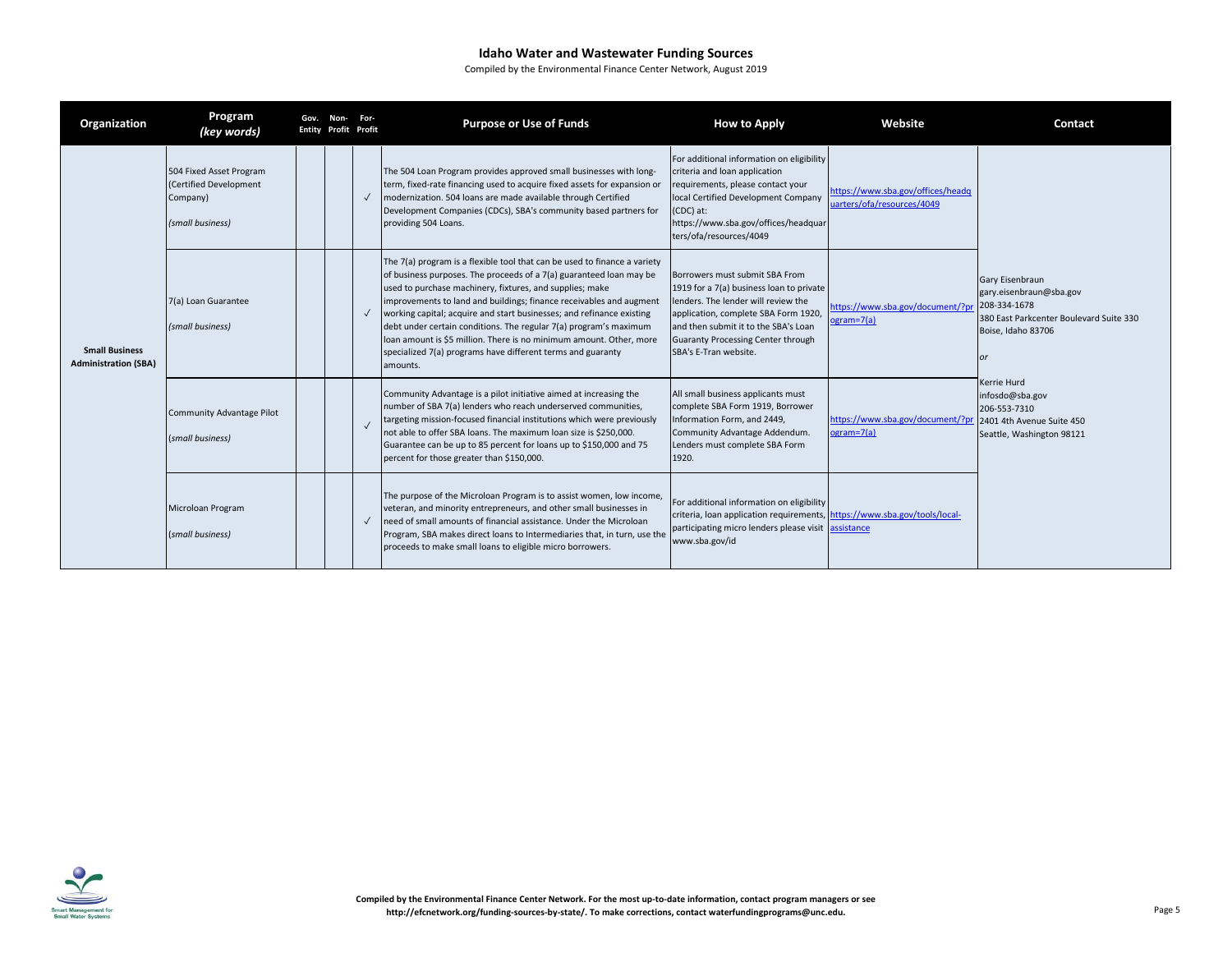# Idaho Water and Wastewater Funding Sources

Compiled by the Environmental Finance Center Network, August 2019

| Organization | Program (key words) | Gov. Entity | Non-Profit | For-Profit | Purpose or Use of Funds | How to Apply | Website | Contact |
|---|---|---|---|---|---|---|---|---|
| **Small Business Administration (SBA)** | 504 Fixed Asset Program (Certified Development Company)<br><br>*(small business)* | | | √ | The 504 Loan Program provides approved small businesses with long-term, fixed-rate financing used to acquire fixed assets for expansion or modernization. 504 loans are made available through Certified Development Companies (CDCs), SBA's community based partners for providing 504 Loans. | For additional information on eligibility criteria and loan application requirements, please contact your local Certified Development Company (CDC) at: https://www.sba.gov/offices/headquarters/ofa/resources/4049 | https://www.sba.gov/offices/headquarters/ofa/resources/4049 | Gary Eisenbraun<br>gary.eisenbraun@sba.gov<br>208-334-1678<br>380 East Parkcenter Boulevard Suite 330<br>Boise, Idaho 83706<br><br>*or*<br><br>Kerrie Hurd<br>infosdo@sba.gov<br>206-553-7310<br>2401 4th Avenue Suite 450<br>Seattle, Washington 98121 |
| | 7(a) Loan Guarantee<br><br>*(small business)* | | | √ | The 7(a) program is a flexible tool that can be used to finance a variety of business purposes. The proceeds of a 7(a) guaranteed loan may be used to purchase machinery, fixtures, and supplies; make improvements to land and buildings; finance receivables and augment working capital; acquire and start businesses; and refinance existing debt under certain conditions. The regular 7(a) program's maximum loan amount is $5 million. There is no minimum amount. Other, more specialized 7(a) programs have different terms and guaranty amounts. | Borrowers must submit SBA From 1919 for a 7(a) business loan to private lenders. The lender will review the application, complete SBA Form 1920, and then submit it to the SBA's Loan Guaranty Processing Center through SBA's E-Tran website. | https://www.sba.gov/document/?program=7(a) | |
| | Community Advantage Pilot<br><br>*(small business)* | | | √ | Community Advantage is a pilot initiative aimed at increasing the number of SBA 7(a) lenders who reach underserved communities, targeting mission-focused financial institutions which were previously not able to offer SBA loans. The maximum loan size is $250,000. Guarantee can be up to 85 percent for loans up to $150,000 and 75 percent for those greater than $150,000. | All small business applicants must complete SBA Form 1919, Borrower Information Form, and 2449, Community Advantage Addendum. Lenders must complete SBA Form 1920. | https://www.sba.gov/document/?program=7(a) | |
| | Microloan Program<br><br>*(small business)* | | | √ | The purpose of the Microloan Program is to assist women, low income, veteran, and minority entrepreneurs, and other small businesses in need of small amounts of financial assistance. Under the Microloan Program, SBA makes direct loans to Intermediaries that, in turn, use the proceeds to make small loans to eligible micro borrowers. | For additional information on eligibility criteria, loan application requirements, participating micro lenders please visit www.sba.gov/id | https://www.sba.gov/tools/local-assistance | |

Compiled by the Environmental Finance Center Network. For the most up-to-date information, contact program managers or see http://efcnetwork.org/funding-sources-by-state/. To make corrections, contact waterfundingprograms@unc.edu.